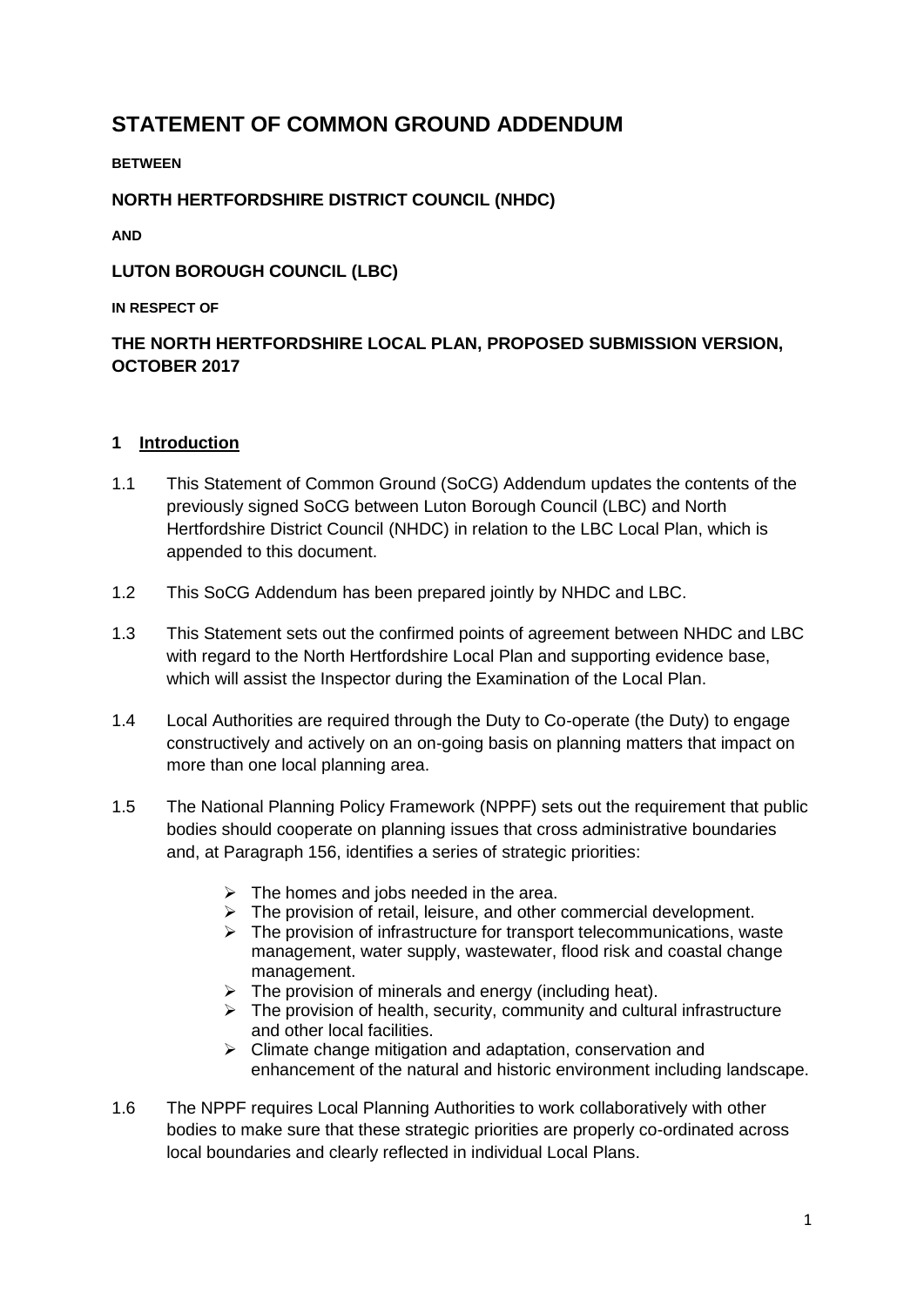# STATEMENT OF COMMON GROUND ADDENDUM

**BETWEEN**

**NORTH HERTFORDSHIRE DISTRICT COUNCIL (NHDC)**

**AND**

**LUTON BOROUGH COUNCIL (LBC)**

**IN RESPECT OF**

**THE NORTH HERTFORDSHIRE LOCAL PLAN, PROPOSED SUBMISSION VERSION, OCTOBER 2017**

## 1 Introduction

1.1 This Statement of Common Ground (SoCG) Addendum updates the contents of the previously signed SoCG between Luton Borough Council (LBC) and North Hertfordshire District Council (NHDC) in relation to the LBC Local Plan, which is appended to this document.

1.2 This SoCG Addendum has been prepared jointly by NHDC and LBC.

1.3 This Statement sets out the confirmed points of agreement between NHDC and LBC with regard to the North Hertfordshire Local Plan and supporting evidence base, which will assist the Inspector during the Examination of the Local Plan.

1.4 Local Authorities are required through the Duty to Co-operate (the Duty) to engage constructively and actively on an on-going basis on planning matters that impact on more than one local planning area.

1.5 The National Planning Policy Framework (NPPF) sets out the requirement that public bodies should cooperate on planning issues that cross administrative boundaries and, at Paragraph 156, identifies a series of strategic priorities:

- The homes and jobs needed in the area.
- The provision of retail, leisure, and other commercial development.
- The provision of infrastructure for transport telecommunications, waste management, water supply, wastewater, flood risk and coastal change management.
- The provision of minerals and energy (including heat).
- The provision of health, security, community and cultural infrastructure and other local facilities.
- Climate change mitigation and adaptation, conservation and enhancement of the natural and historic environment including landscape.

1.6 The NPPF requires Local Planning Authorities to work collaboratively with other bodies to make sure that these strategic priorities are properly co-ordinated across local boundaries and clearly reflected in individual Local Plans.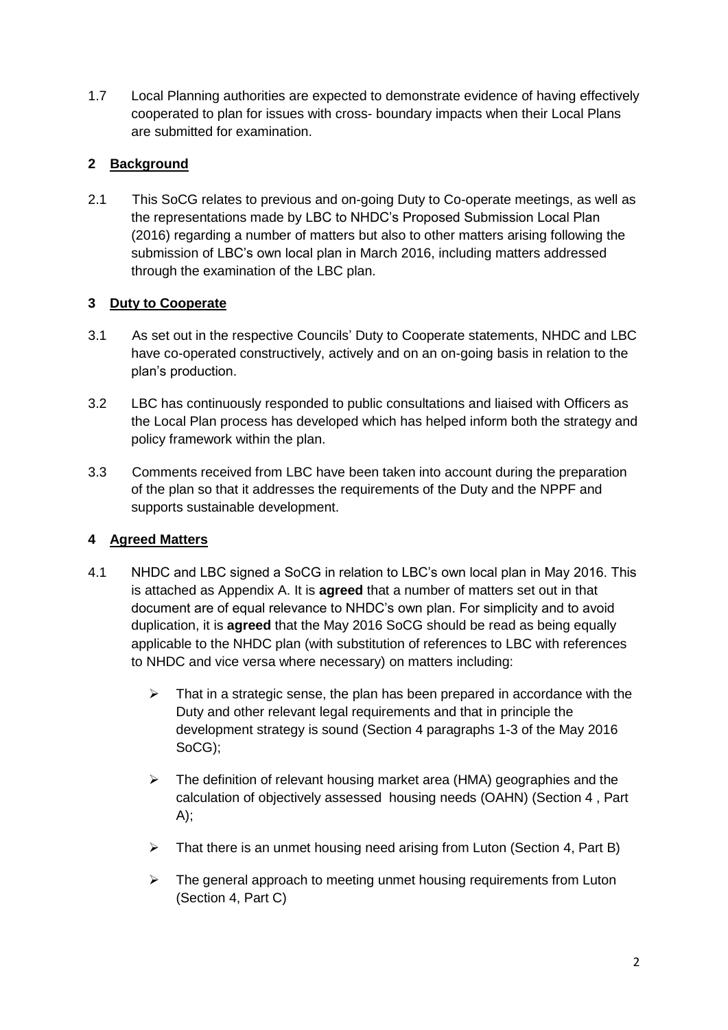1.7 Local Planning authorities are expected to demonstrate evidence of having effectively cooperated to plan for issues with cross- boundary impacts when their Local Plans are submitted for examination.

## 2 Background

2.1 This SoCG relates to previous and on-going Duty to Co-operate meetings, as well as the representations made by LBC to NHDC's Proposed Submission Local Plan (2016) regarding a number of matters but also to other matters arising following the submission of LBC's own local plan in March 2016, including matters addressed through the examination of the LBC plan.

## 3 Duty to Cooperate

3.1 As set out in the respective Councils' Duty to Cooperate statements, NHDC and LBC have co-operated constructively, actively and on an on-going basis in relation to the plan's production.

3.2 LBC has continuously responded to public consultations and liaised with Officers as the Local Plan process has developed which has helped inform both the strategy and policy framework within the plan.

3.3 Comments received from LBC have been taken into account during the preparation of the plan so that it addresses the requirements of the Duty and the NPPF and supports sustainable development.

## 4 Agreed Matters

4.1 NHDC and LBC signed a SoCG in relation to LBC's own local plan in May 2016. This is attached as Appendix A. It is **agreed** that a number of matters set out in that document are of equal relevance to NHDC's own plan. For simplicity and to avoid duplication, it is **agreed** that the May 2016 SoCG should be read as being equally applicable to the NHDC plan (with substitution of references to LBC with references to NHDC and vice versa where necessary) on matters including:

- That in a strategic sense, the plan has been prepared in accordance with the Duty and other relevant legal requirements and that in principle the development strategy is sound (Section 4 paragraphs 1-3 of the May 2016 SoCG);
- The definition of relevant housing market area (HMA) geographies and the calculation of objectively assessed housing needs (OAHN) (Section 4 , Part A);
- That there is an unmet housing need arising from Luton (Section 4, Part B)
- The general approach to meeting unmet housing requirements from Luton (Section 4, Part C)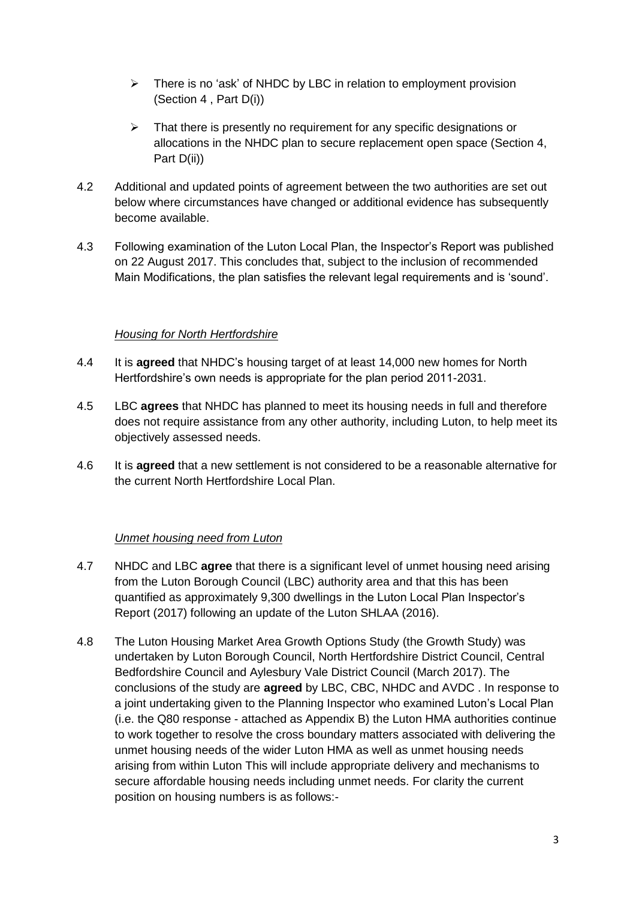- There is no 'ask' of NHDC by LBC in relation to employment provision (Section 4 , Part D(i))

- That there is presently no requirement for any specific designations or allocations in the NHDC plan to secure replacement open space (Section 4, Part D(ii))

4.2 Additional and updated points of agreement between the two authorities are set out below where circumstances have changed or additional evidence has subsequently become available.

4.3 Following examination of the Luton Local Plan, the Inspector's Report was published on 22 August 2017. This concludes that, subject to the inclusion of recommended Main Modifications, the plan satisfies the relevant legal requirements and is 'sound'.

*Housing for North Hertfordshire*

4.4 It is **agreed** that NHDC's housing target of at least 14,000 new homes for North Hertfordshire's own needs is appropriate for the plan period 2011-2031.

4.5 LBC **agrees** that NHDC has planned to meet its housing needs in full and therefore does not require assistance from any other authority, including Luton, to help meet its objectively assessed needs.

4.6 It is **agreed** that a new settlement is not considered to be a reasonable alternative for the current North Hertfordshire Local Plan.

*Unmet housing need from Luton*

4.7 NHDC and LBC **agree** that there is a significant level of unmet housing need arising from the Luton Borough Council (LBC) authority area and that this has been quantified as approximately 9,300 dwellings in the Luton Local Plan Inspector's Report (2017) following an update of the Luton SHLAA (2016).

4.8 The Luton Housing Market Area Growth Options Study (the Growth Study) was undertaken by Luton Borough Council, North Hertfordshire District Council, Central Bedfordshire Council and Aylesbury Vale District Council (March 2017). The conclusions of the study are **agreed** by LBC, CBC, NHDC and AVDC . In response to a joint undertaking given to the Planning Inspector who examined Luton's Local Plan (i.e. the Q80 response - attached as Appendix B) the Luton HMA authorities continue to work together to resolve the cross boundary matters associated with delivering the unmet housing needs of the wider Luton HMA as well as unmet housing needs arising from within Luton This will include appropriate delivery and mechanisms to secure affordable housing needs including unmet needs. For clarity the current position on housing numbers is as follows:-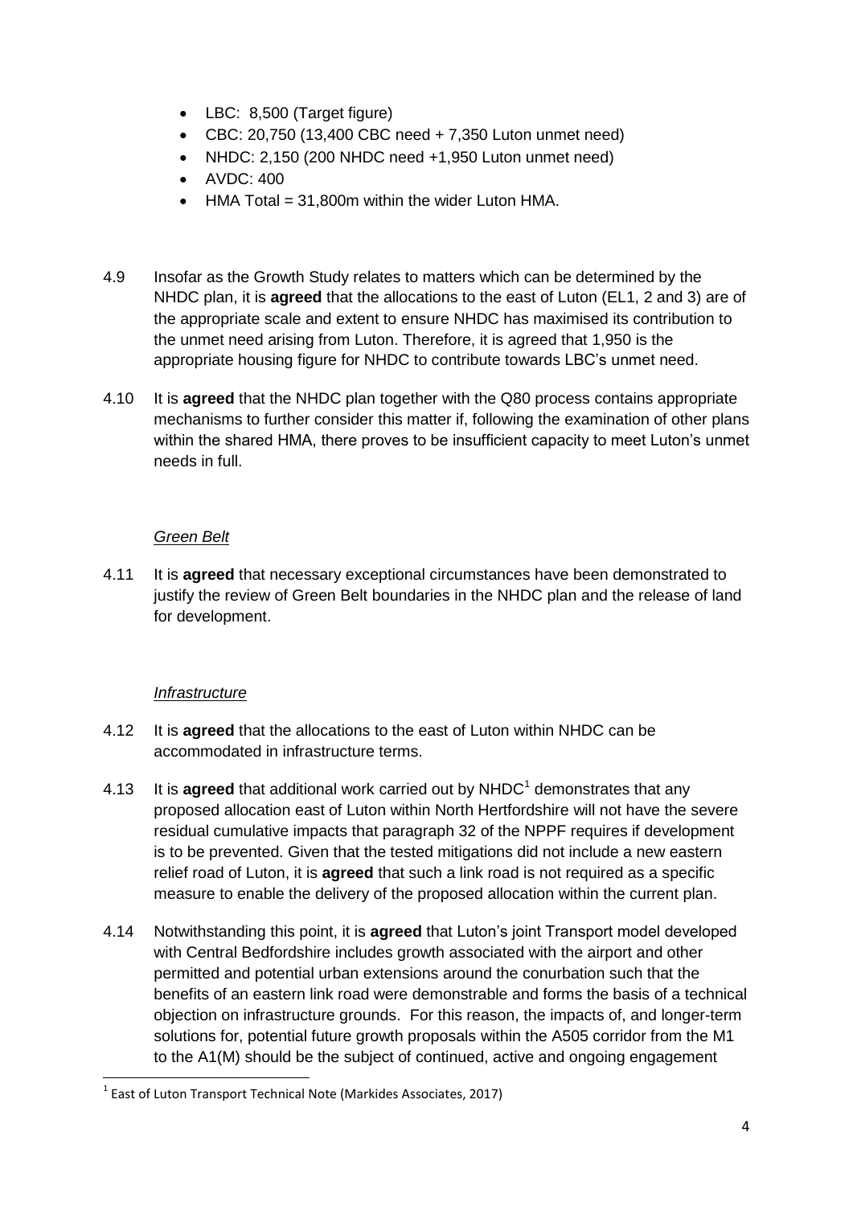- LBC: 8,500 (Target figure)
- CBC: 20,750 (13,400 CBC need + 7,350 Luton unmet need)
- NHDC: 2,150 (200 NHDC need +1,950 Luton unmet need)
- AVDC: 400
- HMA Total = 31,800m within the wider Luton HMA.

4.9 Insofar as the Growth Study relates to matters which can be determined by the NHDC plan, it is **agreed** that the allocations to the east of Luton (EL1, 2 and 3) are of the appropriate scale and extent to ensure NHDC has maximised its contribution to the unmet need arising from Luton. Therefore, it is agreed that 1,950 is the appropriate housing figure for NHDC to contribute towards LBC's unmet need.

4.10 It is **agreed** that the NHDC plan together with the Q80 process contains appropriate mechanisms to further consider this matter if, following the examination of other plans within the shared HMA, there proves to be insufficient capacity to meet Luton's unmet needs in full.

*Green Belt*

4.11 It is **agreed** that necessary exceptional circumstances have been demonstrated to justify the review of Green Belt boundaries in the NHDC plan and the release of land for development.

*Infrastructure*

4.12 It is **agreed** that the allocations to the east of Luton within NHDC can be accommodated in infrastructure terms.

4.13 It is **agreed** that additional work carried out by NHDC[1] demonstrates that any proposed allocation east of Luton within North Hertfordshire will not have the severe residual cumulative impacts that paragraph 32 of the NPPF requires if development is to be prevented. Given that the tested mitigations did not include a new eastern relief road of Luton, it is **agreed** that such a link road is not required as a specific measure to enable the delivery of the proposed allocation within the current plan.

4.14 Notwithstanding this point, it is **agreed** that Luton's joint Transport model developed with Central Bedfordshire includes growth associated with the airport and other permitted and potential urban extensions around the conurbation such that the benefits of an eastern link road were demonstrable and forms the basis of a technical objection on infrastructure grounds. For this reason, the impacts of, and longer-term solutions for, potential future growth proposals within the A505 corridor from the M1 to the A1(M) should be the subject of continued, active and ongoing engagement

[1] East of Luton Transport Technical Note (Markides Associates, 2017)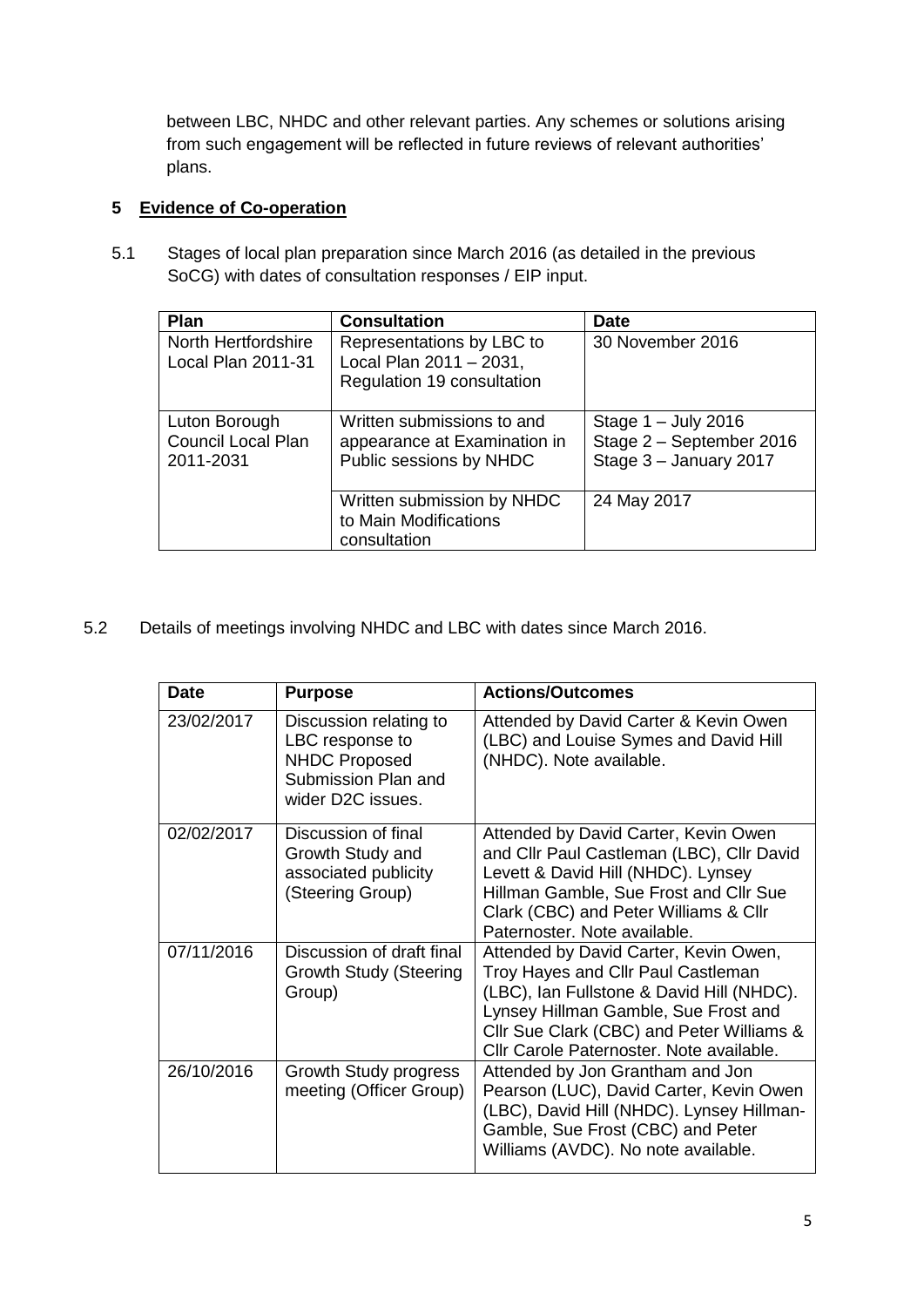between LBC, NHDC and other relevant parties. Any schemes or solutions arising from such engagement will be reflected in future reviews of relevant authorities' plans.

## 5 Evidence of Co-operation

5.1 Stages of local plan preparation since March 2016 (as detailed in the previous SoCG) with dates of consultation responses / EIP input.

| Plan | Consultation | Date |
|---|---|---|
| North Hertfordshire Local Plan 2011-31 | Representations by LBC to Local Plan 2011 – 2031, Regulation 19 consultation | 30 November 2016 |
| Luton Borough Council Local Plan 2011-2031 | Written submissions to and appearance at Examination in Public sessions by NHDC | Stage 1 – July 2016<br>Stage 2 – September 2016<br>Stage 3 – January 2017 |
| | Written submission by NHDC to Main Modifications consultation | 24 May 2017 |

5.2 Details of meetings involving NHDC and LBC with dates since March 2016.

| Date | Purpose | Actions/Outcomes |
|---|---|---|
| 23/02/2017 | Discussion relating to LBC response to NHDC Proposed Submission Plan and wider D2C issues. | Attended by David Carter & Kevin Owen (LBC) and Louise Symes and David Hill (NHDC). Note available. |
| 02/02/2017 | Discussion of final Growth Study and associated publicity (Steering Group) | Attended by David Carter, Kevin Owen and Cllr Paul Castleman (LBC), Cllr David Levett & David Hill (NHDC). Lynsey Hillman Gamble, Sue Frost and Cllr Sue Clark (CBC) and Peter Williams & Cllr Paternoster. Note available. |
| 07/11/2016 | Discussion of draft final Growth Study (Steering Group) | Attended by David Carter, Kevin Owen, Troy Hayes and Cllr Paul Castleman (LBC), Ian Fullstone & David Hill (NHDC). Lynsey Hillman Gamble, Sue Frost and Cllr Sue Clark (CBC) and Peter Williams & Cllr Carole Paternoster. Note available. |
| 26/10/2016 | Growth Study progress meeting (Officer Group) | Attended by Jon Grantham and Jon Pearson (LUC), David Carter, Kevin Owen (LBC), David Hill (NHDC). Lynsey Hillman-Gamble, Sue Frost (CBC) and Peter Williams (AVDC). No note available. |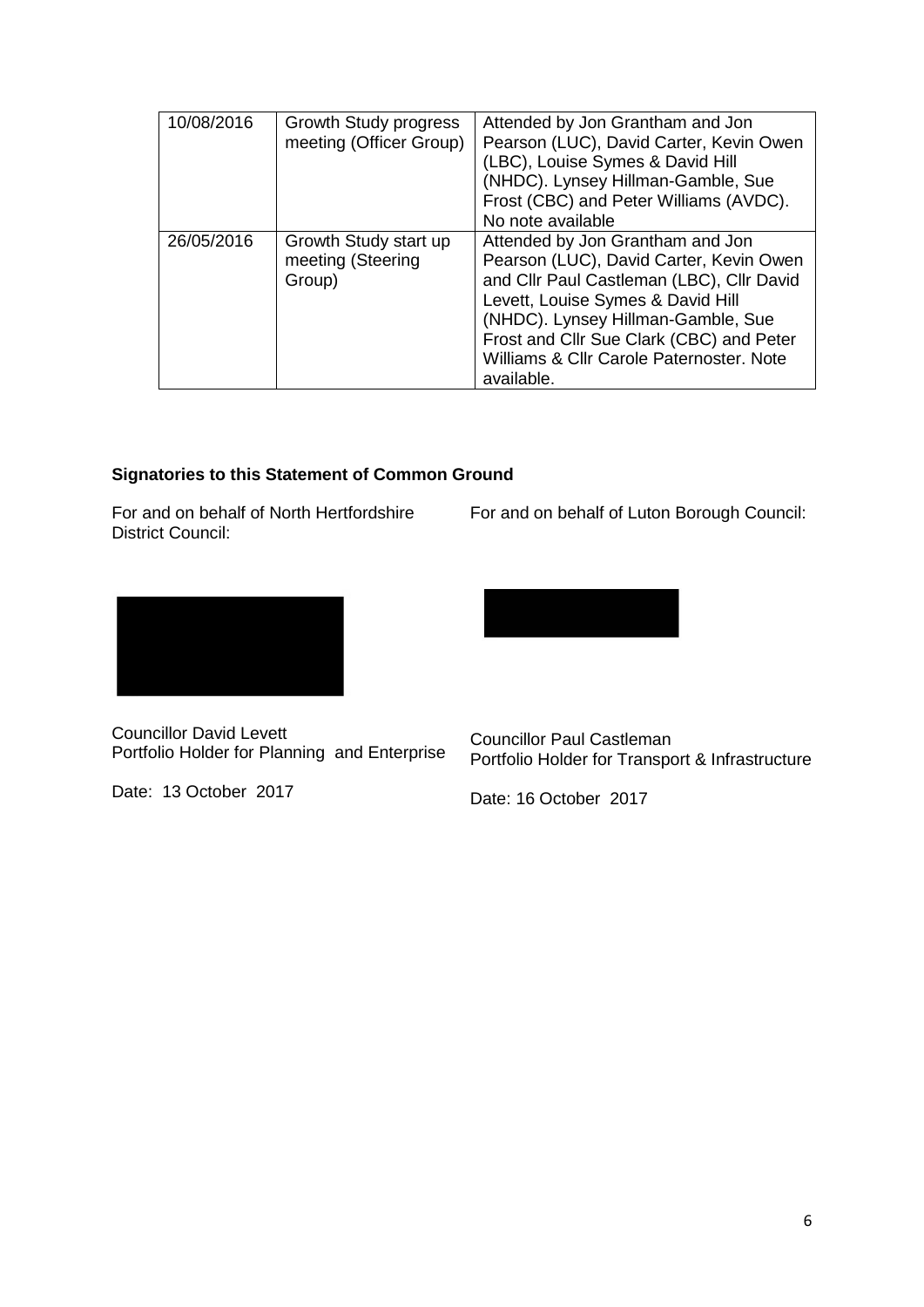| 10/08/2016 | Growth Study progress meeting (Officer Group) | Attended by Jon Grantham and Jon Pearson (LUC), David Carter, Kevin Owen (LBC), Louise Symes & David Hill (NHDC). Lynsey Hillman-Gamble, Sue Frost (CBC) and Peter Williams (AVDC). No note available |
|---|---|---|
| 26/05/2016 | Growth Study start up meeting (Steering Group) | Attended by Jon Grantham and Jon Pearson (LUC), David Carter, Kevin Owen and Cllr Paul Castleman (LBC), Cllr David Levett, Louise Symes & David Hill (NHDC). Lynsey Hillman-Gamble, Sue Frost and Cllr Sue Clark (CBC) and Peter Williams & Cllr Carole Paternoster. Note available. |

**Signatories to this Statement of Common Ground**

For and on behalf of North Hertfordshire District Council:

Councillor David Levett
Portfolio Holder for Planning and Enterprise

Date: 13 October 2017

For and on behalf of Luton Borough Council:

Councillor Paul Castleman
Portfolio Holder for Transport & Infrastructure

Date: 16 October 2017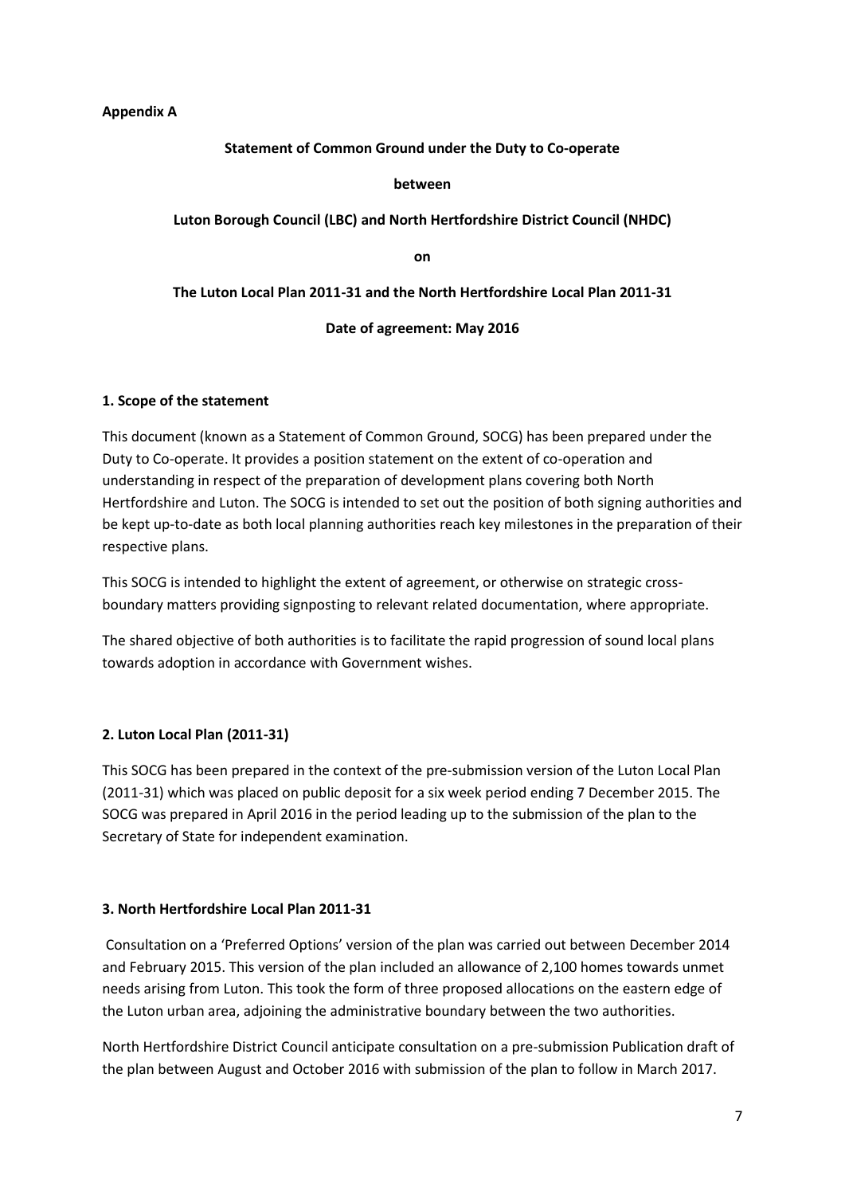**Appendix A**

**Statement of Common Ground under the Duty to Co-operate**

**between**

**Luton Borough Council (LBC) and North Hertfordshire District Council (NHDC)**

**on**

**The Luton Local Plan 2011-31 and the North Hertfordshire Local Plan 2011-31**

**Date of agreement: May 2016**

## 1. Scope of the statement

This document (known as a Statement of Common Ground, SOCG) has been prepared under the Duty to Co-operate. It provides a position statement on the extent of co-operation and understanding in respect of the preparation of development plans covering both North Hertfordshire and Luton. The SOCG is intended to set out the position of both signing authorities and be kept up-to-date as both local planning authorities reach key milestones in the preparation of their respective plans.

This SOCG is intended to highlight the extent of agreement, or otherwise on strategic cross-boundary matters providing signposting to relevant related documentation, where appropriate.

The shared objective of both authorities is to facilitate the rapid progression of sound local plans towards adoption in accordance with Government wishes.

## 2. Luton Local Plan (2011-31)

This SOCG has been prepared in the context of the pre-submission version of the Luton Local Plan (2011-31) which was placed on public deposit for a six week period ending 7 December 2015. The SOCG was prepared in April 2016 in the period leading up to the submission of the plan to the Secretary of State for independent examination.

## 3. North Hertfordshire Local Plan 2011-31

Consultation on a 'Preferred Options' version of the plan was carried out between December 2014 and February 2015. This version of the plan included an allowance of 2,100 homes towards unmet needs arising from Luton. This took the form of three proposed allocations on the eastern edge of the Luton urban area, adjoining the administrative boundary between the two authorities.

North Hertfordshire District Council anticipate consultation on a pre-submission Publication draft of the plan between August and October 2016 with submission of the plan to follow in March 2017.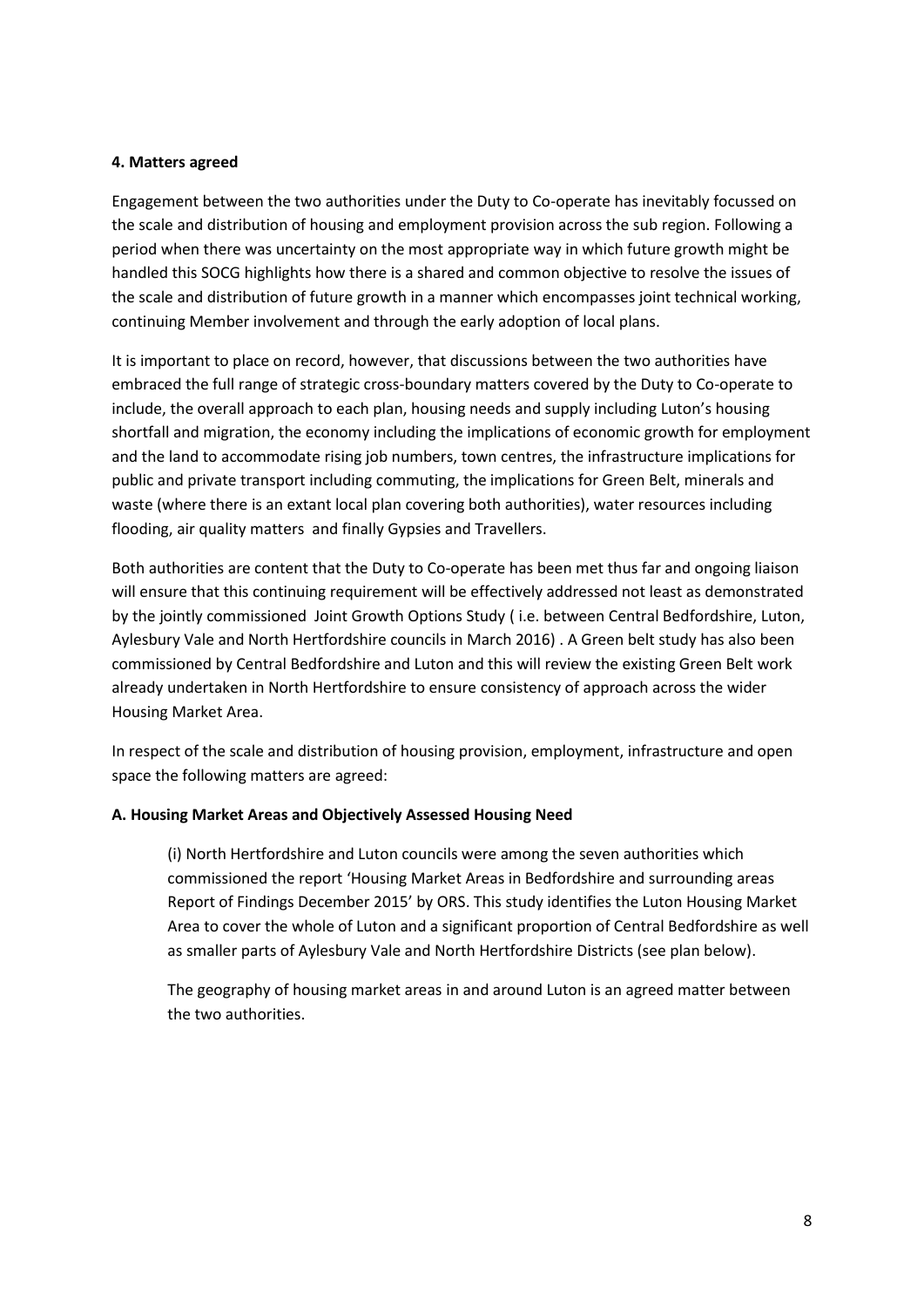**4. Matters agreed**

Engagement between the two authorities under the Duty to Co-operate has inevitably focussed on the scale and distribution of housing and employment provision across the sub region. Following a period when there was uncertainty on the most appropriate way in which future growth might be handled this SOCG highlights how there is a shared and common objective to resolve the issues of the scale and distribution of future growth in a manner which encompasses joint technical working, continuing Member involvement and through the early adoption of local plans.

It is important to place on record, however, that discussions between the two authorities have embraced the full range of strategic cross-boundary matters covered by the Duty to Co-operate to include, the overall approach to each plan, housing needs and supply including Luton's housing shortfall and migration, the economy including the implications of economic growth for employment and the land to accommodate rising job numbers, town centres, the infrastructure implications for public and private transport including commuting, the implications for Green Belt, minerals and waste (where there is an extant local plan covering both authorities), water resources including flooding, air quality matters and finally Gypsies and Travellers.

Both authorities are content that the Duty to Co-operate has been met thus far and ongoing liaison will ensure that this continuing requirement will be effectively addressed not least as demonstrated by the jointly commissioned Joint Growth Options Study ( i.e. between Central Bedfordshire, Luton, Aylesbury Vale and North Hertfordshire councils in March 2016) . A Green belt study has also been commissioned by Central Bedfordshire and Luton and this will review the existing Green Belt work already undertaken in North Hertfordshire to ensure consistency of approach across the wider Housing Market Area.

In respect of the scale and distribution of housing provision, employment, infrastructure and open space the following matters are agreed:

**A. Housing Market Areas and Objectively Assessed Housing Need**

(i) North Hertfordshire and Luton councils were among the seven authorities which commissioned the report 'Housing Market Areas in Bedfordshire and surrounding areas Report of Findings December 2015' by ORS. This study identifies the Luton Housing Market Area to cover the whole of Luton and a significant proportion of Central Bedfordshire as well as smaller parts of Aylesbury Vale and North Hertfordshire Districts (see plan below).

The geography of housing market areas in and around Luton is an agreed matter between the two authorities.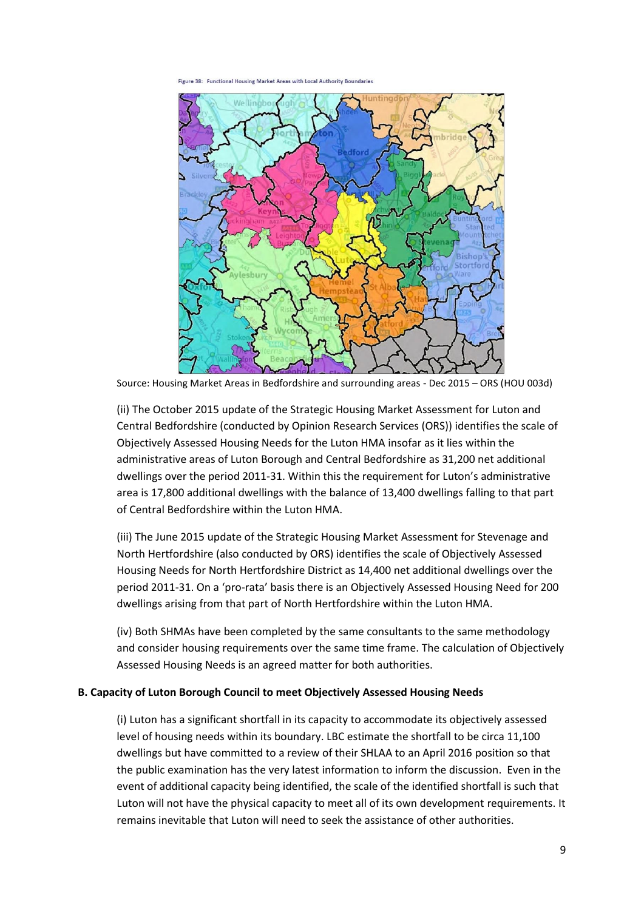Figure 38: Functional Housing Market Areas with Local Authority Boundaries

Source: Housing Market Areas in Bedfordshire and surrounding areas - Dec 2015 – ORS (HOU 003d)

(ii) The October 2015 update of the Strategic Housing Market Assessment for Luton and Central Bedfordshire (conducted by Opinion Research Services (ORS)) identifies the scale of Objectively Assessed Housing Needs for the Luton HMA insofar as it lies within the administrative areas of Luton Borough and Central Bedfordshire as 31,200 net additional dwellings over the period 2011-31. Within this the requirement for Luton's administrative area is 17,800 additional dwellings with the balance of 13,400 dwellings falling to that part of Central Bedfordshire within the Luton HMA.

(iii) The June 2015 update of the Strategic Housing Market Assessment for Stevenage and North Hertfordshire (also conducted by ORS) identifies the scale of Objectively Assessed Housing Needs for North Hertfordshire District as 14,400 net additional dwellings over the period 2011-31. On a 'pro-rata' basis there is an Objectively Assessed Housing Need for 200 dwellings arising from that part of North Hertfordshire within the Luton HMA.

(iv) Both SHMAs have been completed by the same consultants to the same methodology and consider housing requirements over the same time frame. The calculation of Objectively Assessed Housing Needs is an agreed matter for both authorities.

**B. Capacity of Luton Borough Council to meet Objectively Assessed Housing Needs**

(i) Luton has a significant shortfall in its capacity to accommodate its objectively assessed level of housing needs within its boundary. LBC estimate the shortfall to be circa 11,100 dwellings but have committed to a review of their SHLAA to an April 2016 position so that the public examination has the very latest information to inform the discussion. Even in the event of additional capacity being identified, the scale of the identified shortfall is such that Luton will not have the physical capacity to meet all of its own development requirements. It remains inevitable that Luton will need to seek the assistance of other authorities.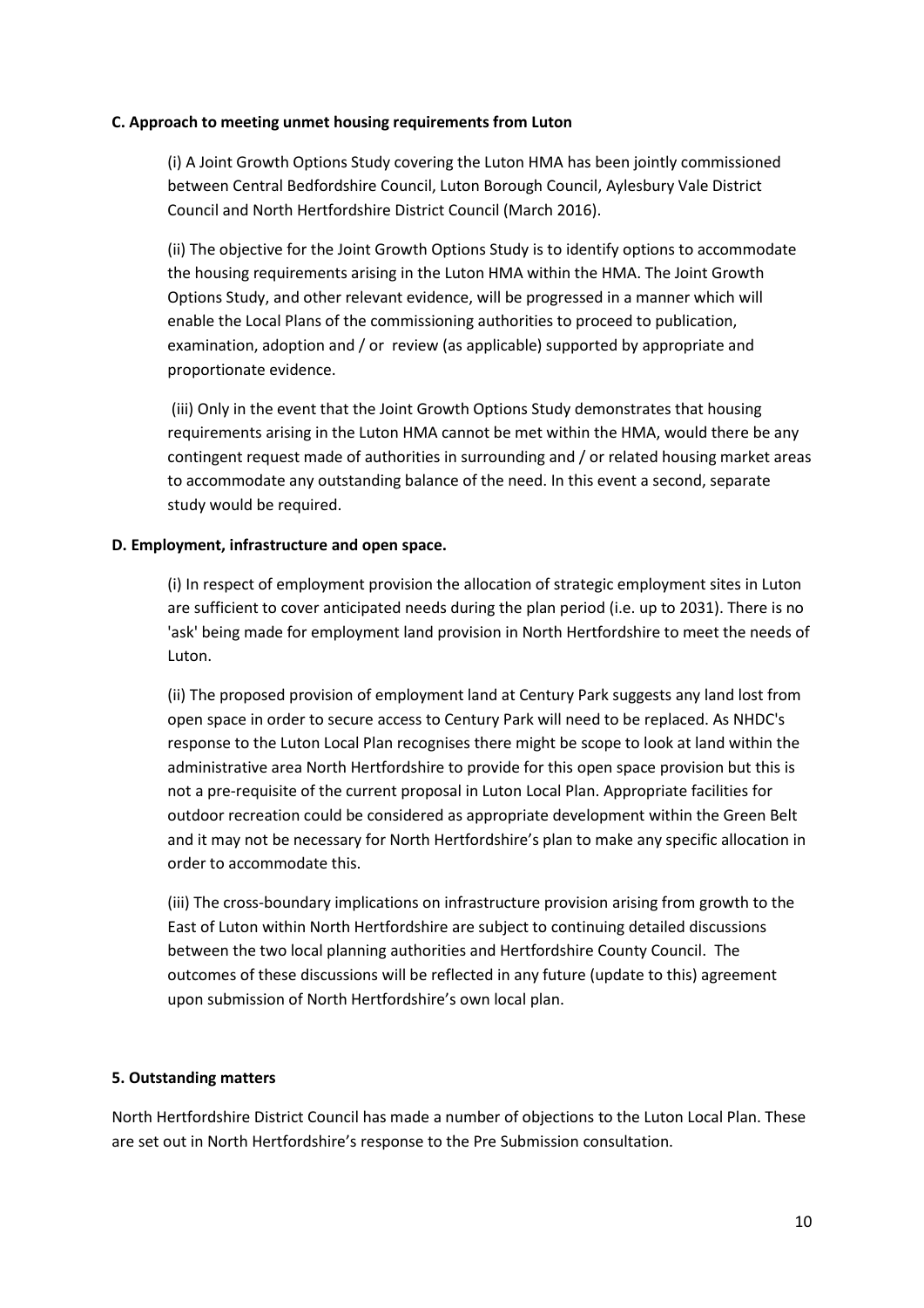**C. Approach to meeting unmet housing requirements from Luton**

(i) A Joint Growth Options Study covering the Luton HMA has been jointly commissioned between Central Bedfordshire Council, Luton Borough Council, Aylesbury Vale District Council and North Hertfordshire District Council (March 2016).

(ii) The objective for the Joint Growth Options Study is to identify options to accommodate the housing requirements arising in the Luton HMA within the HMA. The Joint Growth Options Study, and other relevant evidence, will be progressed in a manner which will enable the Local Plans of the commissioning authorities to proceed to publication, examination, adoption and / or review (as applicable) supported by appropriate and proportionate evidence.

(iii) Only in the event that the Joint Growth Options Study demonstrates that housing requirements arising in the Luton HMA cannot be met within the HMA, would there be any contingent request made of authorities in surrounding and / or related housing market areas to accommodate any outstanding balance of the need. In this event a second, separate study would be required.

**D. Employment, infrastructure and open space.**

(i) In respect of employment provision the allocation of strategic employment sites in Luton are sufficient to cover anticipated needs during the plan period (i.e. up to 2031). There is no 'ask' being made for employment land provision in North Hertfordshire to meet the needs of Luton.

(ii) The proposed provision of employment land at Century Park suggests any land lost from open space in order to secure access to Century Park will need to be replaced. As NHDC's response to the Luton Local Plan recognises there might be scope to look at land within the administrative area North Hertfordshire to provide for this open space provision but this is not a pre-requisite of the current proposal in Luton Local Plan. Appropriate facilities for outdoor recreation could be considered as appropriate development within the Green Belt and it may not be necessary for North Hertfordshire's plan to make any specific allocation in order to accommodate this.

(iii) The cross-boundary implications on infrastructure provision arising from growth to the East of Luton within North Hertfordshire are subject to continuing detailed discussions between the two local planning authorities and Hertfordshire County Council. The outcomes of these discussions will be reflected in any future (update to this) agreement upon submission of North Hertfordshire's own local plan.

**5. Outstanding matters**

North Hertfordshire District Council has made a number of objections to the Luton Local Plan. These are set out in North Hertfordshire's response to the Pre Submission consultation.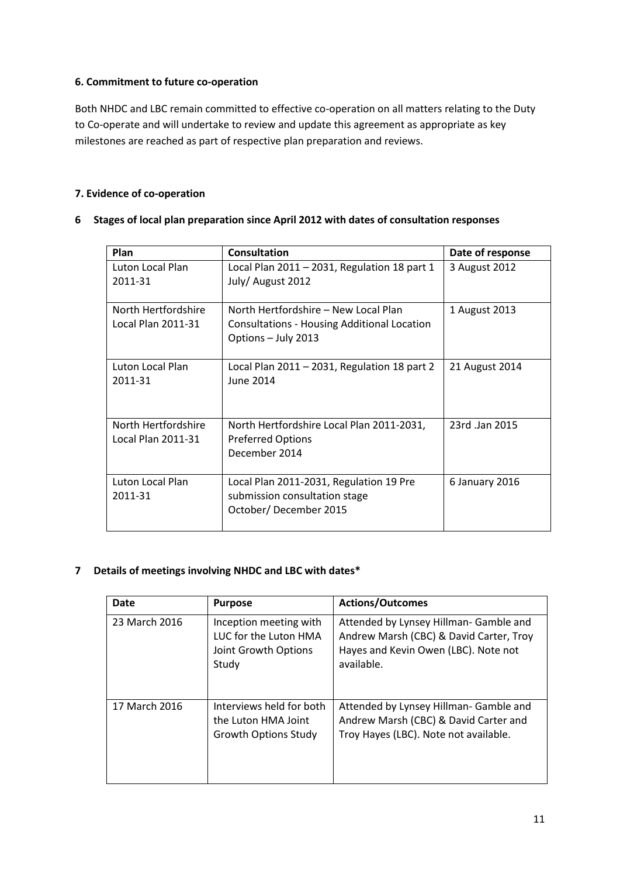#### 6. Commitment to future co-operation

Both NHDC and LBC remain committed to effective co-operation on all matters relating to the Duty to Co-operate and will undertake to review and update this agreement as appropriate as key milestones are reached as part of respective plan preparation and reviews.

#### 7. Evidence of co-operation

#### 6 Stages of local plan preparation since April 2012 with dates of consultation responses

| Plan | Consultation | Date of response |
|---|---|---|
| Luton Local Plan 2011-31 | Local Plan 2011 – 2031, Regulation 18 part 1 July/ August 2012 | 3 August 2012 |
| North Hertfordshire Local Plan 2011-31 | North Hertfordshire – New Local Plan Consultations - Housing Additional Location Options – July 2013 | 1 August 2013 |
| Luton Local Plan 2011-31 | Local Plan 2011 – 2031, Regulation 18 part 2 June 2014 | 21 August 2014 |
| North Hertfordshire Local Plan 2011-31 | North Hertfordshire Local Plan 2011-2031, Preferred Options December 2014 | 23rd .Jan 2015 |
| Luton Local Plan 2011-31 | Local Plan 2011-2031, Regulation 19 Pre submission consultation stage October/ December 2015 | 6 January 2016 |

#### 7 Details of meetings involving NHDC and LBC with dates*

| Date | Purpose | Actions/Outcomes |
|---|---|---|
| 23 March 2016 | Inception meeting with LUC for the Luton HMA Joint Growth Options Study | Attended by Lynsey Hillman- Gamble and Andrew Marsh (CBC) & David Carter, Troy Hayes and Kevin Owen (LBC). Note not available. |
| 17 March 2016 | Interviews held for both the Luton HMA Joint Growth Options Study | Attended by Lynsey Hillman- Gamble and Andrew Marsh (CBC) & David Carter and Troy Hayes (LBC). Note not available. |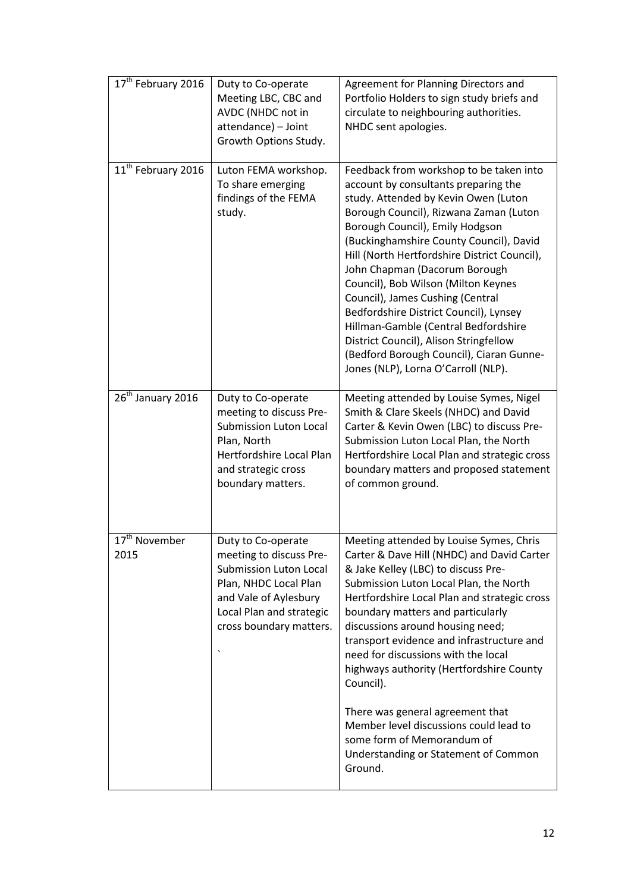| 17th February 2016 | Duty to Co-operate Meeting LBC, CBC and AVDC (NHDC not in attendance) – Joint Growth Options Study. | Agreement for Planning Directors and Portfolio Holders to sign study briefs and circulate to neighbouring authorities. NHDC sent apologies. |
|---|---|---|
| 11th February 2016 | Luton FEMA workshop. To share emerging findings of the FEMA study. | Feedback from workshop to be taken into account by consultants preparing the study. Attended by Kevin Owen (Luton Borough Council), Rizwana Zaman (Luton Borough Council), Emily Hodgson (Buckinghamshire County Council), David Hill (North Hertfordshire District Council), John Chapman (Dacorum Borough Council), Bob Wilson (Milton Keynes Council), James Cushing (Central Bedfordshire District Council), Lynsey Hillman-Gamble (Central Bedfordshire District Council), Alison Stringfellow (Bedford Borough Council), Ciaran Gunne-Jones (NLP), Lorna O'Carroll (NLP). |
| 26th January 2016 | Duty to Co-operate meeting to discuss Pre-Submission Luton Local Plan, North Hertfordshire Local Plan and strategic cross boundary matters. | Meeting attended by Louise Symes, Nigel Smith & Clare Skeels (NHDC) and David Carter & Kevin Owen (LBC) to discuss Pre-Submission Luton Local Plan, the North Hertfordshire Local Plan and strategic cross boundary matters and proposed statement of common ground. |
| 17th November 2015 | Duty to Co-operate meeting to discuss Pre-Submission Luton Local Plan, NHDC Local Plan and Vale of Aylesbury Local Plan and strategic cross boundary matters. ` | Meeting attended by Louise Symes, Chris Carter & Dave Hill (NHDC) and David Carter & Jake Kelley (LBC) to discuss Pre-Submission Luton Local Plan, the North Hertfordshire Local Plan and strategic cross boundary matters and particularly discussions around housing need; transport evidence and infrastructure and need for discussions with the local highways authority (Hertfordshire County Council).<br><br>There was general agreement that Member level discussions could lead to some form of Memorandum of Understanding or Statement of Common Ground. |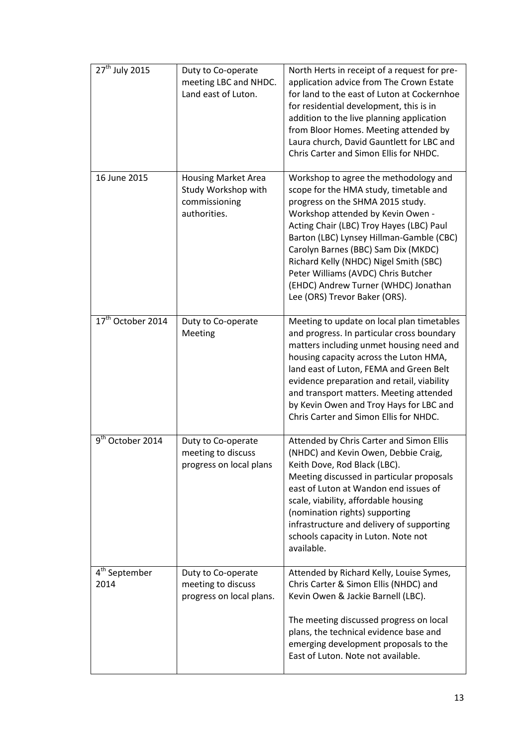| | | |
|---|---|---|
| 27th July 2015 | Duty to Co-operate meeting LBC and NHDC. Land east of Luton. | North Herts in receipt of a request for pre-application advice from The Crown Estate for land to the east of Luton at Cockernhoe for residential development, this is in addition to the live planning application from Bloor Homes. Meeting attended by Laura church, David Gauntlett for LBC and Chris Carter and Simon Ellis for NHDC. |
| 16 June 2015 | Housing Market Area Study Workshop with commissioning authorities. | Workshop to agree the methodology and scope for the HMA study, timetable and progress on the SHMA 2015 study. Workshop attended by Kevin Owen - Acting Chair (LBC) Troy Hayes (LBC) Paul Barton (LBC) Lynsey Hillman-Gamble (CBC) Carolyn Barnes (BBC) Sam Dix (MKDC) Richard Kelly (NHDC) Nigel Smith (SBC) Peter Williams (AVDC) Chris Butcher (EHDC) Andrew Turner (WHDC) Jonathan Lee (ORS) Trevor Baker (ORS). |
| 17th October 2014 | Duty to Co-operate Meeting | Meeting to update on local plan timetables and progress. In particular cross boundary matters including unmet housing need and housing capacity across the Luton HMA, land east of Luton, FEMA and Green Belt evidence preparation and retail, viability and transport matters. Meeting attended by Kevin Owen and Troy Hays for LBC and Chris Carter and Simon Ellis for NHDC. |
| 9th October 2014 | Duty to Co-operate meeting to discuss progress on local plans | Attended by Chris Carter and Simon Ellis (NHDC) and Kevin Owen, Debbie Craig, Keith Dove, Rod Black (LBC). Meeting discussed in particular proposals east of Luton at Wandon end issues of scale, viability, affordable housing (nomination rights) supporting infrastructure and delivery of supporting schools capacity in Luton. Note not available. |
| 4th September 2014 | Duty to Co-operate meeting to discuss progress on local plans. | Attended by Richard Kelly, Louise Symes, Chris Carter & Simon Ellis (NHDC) and Kevin Owen & Jackie Barnell (LBC). The meeting discussed progress on local plans, the technical evidence base and emerging development proposals to the East of Luton. Note not available. |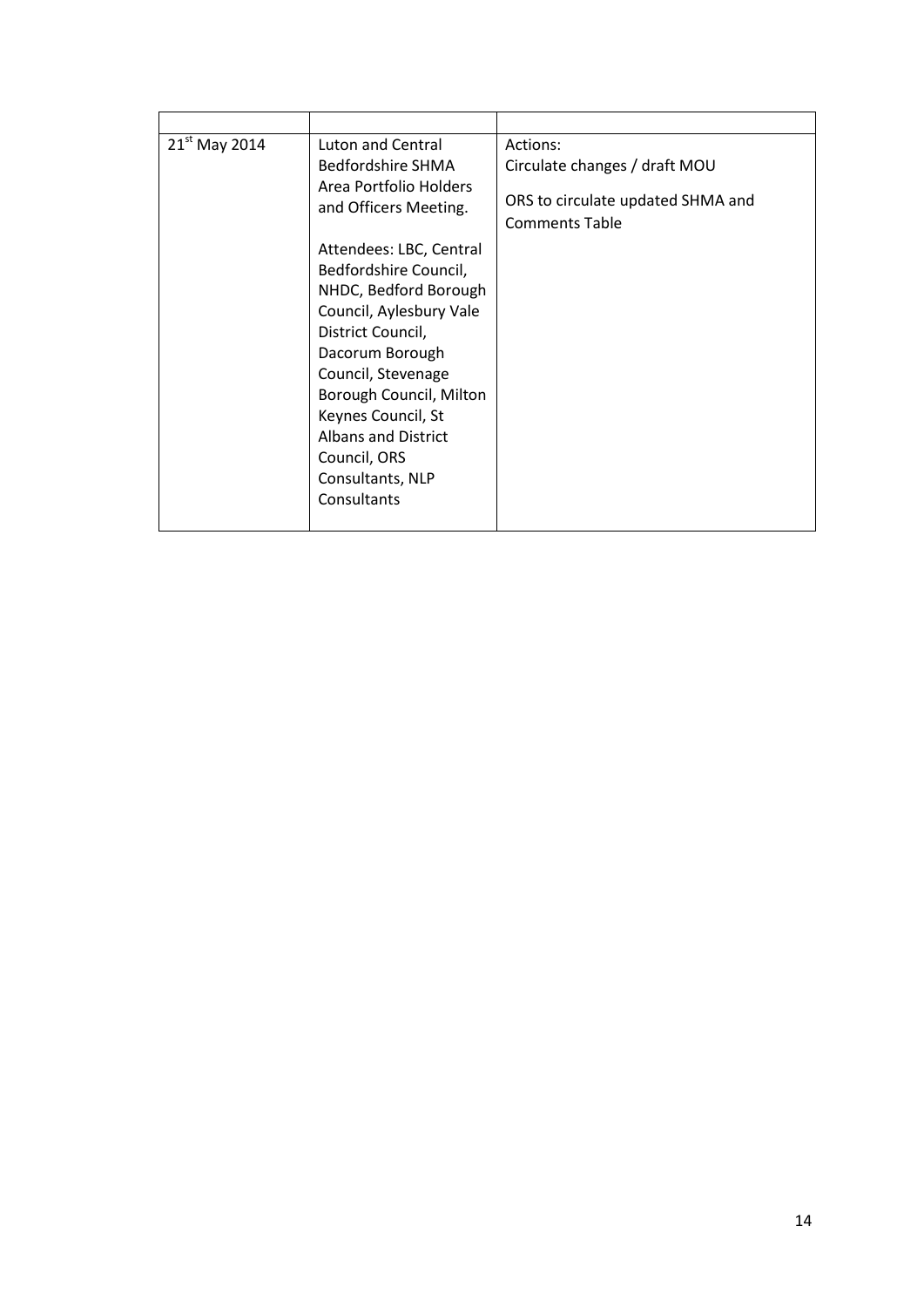| | | |
|---|---|---|
| 21st May 2014 | Luton and Central Bedfordshire SHMA Area Portfolio Holders and Officers Meeting.<br><br>Attendees: LBC, Central Bedfordshire Council, NHDC, Bedford Borough Council, Aylesbury Vale District Council, Dacorum Borough Council, Stevenage Borough Council, Milton Keynes Council, St Albans and District Council, ORS Consultants, NLP Consultants | Actions:<br>Circulate changes / draft MOU<br><br>ORS to circulate updated SHMA and Comments Table |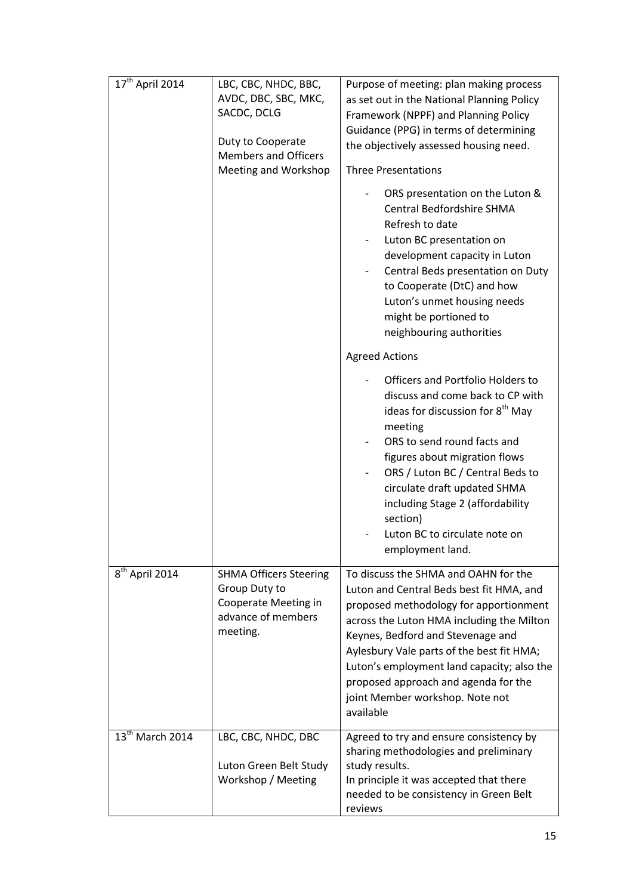| 17th April 2014 | LBC, CBC, NHDC, BBC, AVDC, DBC, SBC, MKC, SACDC, DCLG<br><br>Duty to Cooperate Members and Officers Meeting and Workshop | Purpose of meeting: plan making process as set out in the National Planning Policy Framework (NPPF) and Planning Policy Guidance (PPG) in terms of determining the objectively assessed housing need.<br><br>Three Presentations<br><br>- ORS presentation on the Luton & Central Bedfordshire SHMA Refresh to date<br>- Luton BC presentation on development capacity in Luton<br>- Central Beds presentation on Duty to Cooperate (DtC) and how Luton's unmet housing needs might be portioned to neighbouring authorities<br><br>Agreed Actions<br><br>- Officers and Portfolio Holders to discuss and come back to CP with ideas for discussion for 8th May meeting<br>- ORS to send round facts and figures about migration flows<br>- ORS / Luton BC / Central Beds to circulate draft updated SHMA including Stage 2 (affordability section)<br>- Luton BC to circulate note on employment land. |
|---|---|---|
| 8th April 2014 | SHMA Officers Steering Group Duty to Cooperate Meeting in advance of members meeting. | To discuss the SHMA and OAHN for the Luton and Central Beds best fit HMA, and proposed methodology for apportionment across the Luton HMA including the Milton Keynes, Bedford and Stevenage and Aylesbury Vale parts of the best fit HMA; Luton's employment land capacity; also the proposed approach and agenda for the joint Member workshop. Note not available |
| 13th March 2014 | LBC, CBC, NHDC, DBC<br><br>Luton Green Belt Study Workshop / Meeting | Agreed to try and ensure consistency by sharing methodologies and preliminary study results.<br>In principle it was accepted that there needed to be consistency in Green Belt reviews |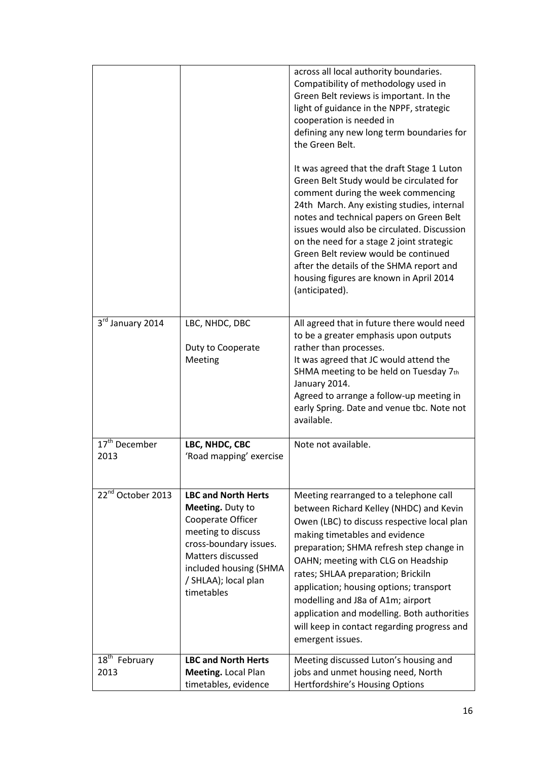| | | |
|---|---|---|
| | | across all local authority boundaries. Compatibility of methodology used in Green Belt reviews is important. In the light of guidance in the NPPF, strategic cooperation is needed in defining any new long term boundaries for the Green Belt.<br><br>It was agreed that the draft Stage 1 Luton Green Belt Study would be circulated for comment during the week commencing 24th March. Any existing studies, internal notes and technical papers on Green Belt issues would also be circulated. Discussion on the need for a stage 2 joint strategic Green Belt review would be continued after the details of the SHMA report and housing figures are known in April 2014 (anticipated). |
| 3rd January 2014 | LBC, NHDC, DBC<br><br>Duty to Cooperate Meeting | All agreed that in future there would need to be a greater emphasis upon outputs rather than processes.<br>It was agreed that JC would attend the SHMA meeting to be held on Tuesday 7th January 2014.<br>Agreed to arrange a follow-up meeting in early Spring. Date and venue tbc. Note not available. |
| 17th December 2013 | **LBC, NHDC, CBC**<br>'Road mapping' exercise | Note not available. |
| 22nd October 2013 | **LBC and North Herts Meeting.** Duty to Cooperate Officer meeting to discuss cross-boundary issues. Matters discussed included housing (SHMA / SHLAA); local plan timetables | Meeting rearranged to a telephone call between Richard Kelley (NHDC) and Kevin Owen (LBC) to discuss respective local plan making timetables and evidence preparation; SHMA refresh step change in OAHN; meeting with CLG on Headship rates; SHLAA preparation; Brickiln application; housing options; transport modelling and J8a of A1m; airport application and modelling. Both authorities will keep in contact regarding progress and emergent issues. |
| 18th February 2013 | **LBC and North Herts Meeting.** Local Plan timetables, evidence | Meeting discussed Luton's housing and jobs and unmet housing need, North Hertfordshire's Housing Options |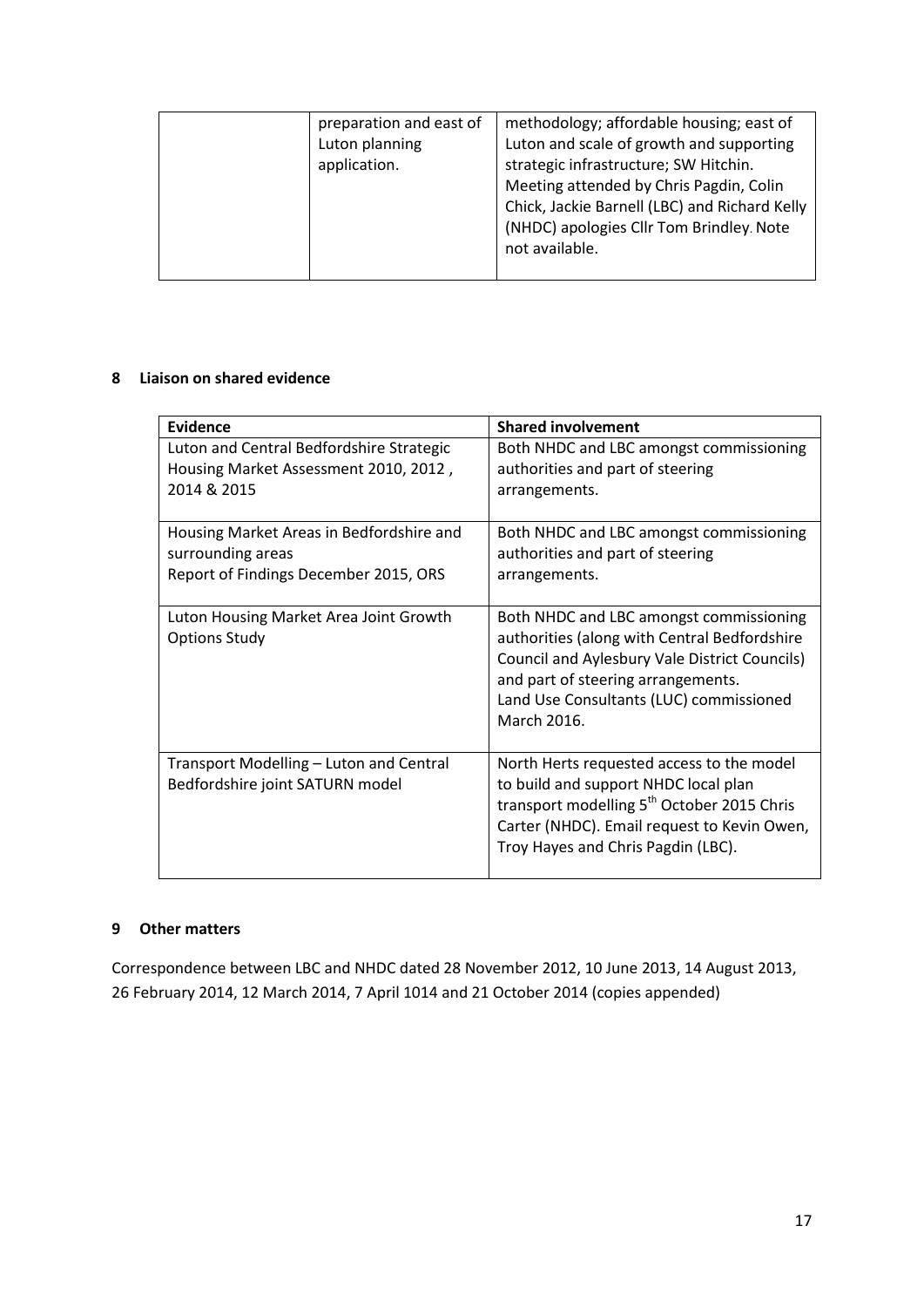|  | preparation and east of Luton planning application. | methodology; affordable housing; east of Luton and scale of growth and supporting strategic infrastructure; SW Hitchin. Meeting attended by Chris Pagdin, Colin Chick, Jackie Barnell (LBC) and Richard Kelly (NHDC) apologies Cllr Tom Brindley. Note not available. |
|---|---|---|

## 8 Liaison on shared evidence

| Evidence | Shared involvement |
|---|---|
| Luton and Central Bedfordshire Strategic Housing Market Assessment 2010, 2012 , 2014 & 2015 | Both NHDC and LBC amongst commissioning authorities and part of steering arrangements. |
| Housing Market Areas in Bedfordshire and surrounding areas Report of Findings December 2015, ORS | Both NHDC and LBC amongst commissioning authorities and part of steering arrangements. |
| Luton Housing Market Area Joint Growth Options Study | Both NHDC and LBC amongst commissioning authorities (along with Central Bedfordshire Council and Aylesbury Vale District Councils) and part of steering arrangements. Land Use Consultants (LUC) commissioned March 2016. |
| Transport Modelling – Luton and Central Bedfordshire joint SATURN model | North Herts requested access to the model to build and support NHDC local plan transport modelling 5th October 2015 Chris Carter (NHDC). Email request to Kevin Owen, Troy Hayes and Chris Pagdin (LBC). |

## 9 Other matters

Correspondence between LBC and NHDC dated 28 November 2012, 10 June 2013, 14 August 2013, 26 February 2014, 12 March 2014, 7 April 1014 and 21 October 2014 (copies appended)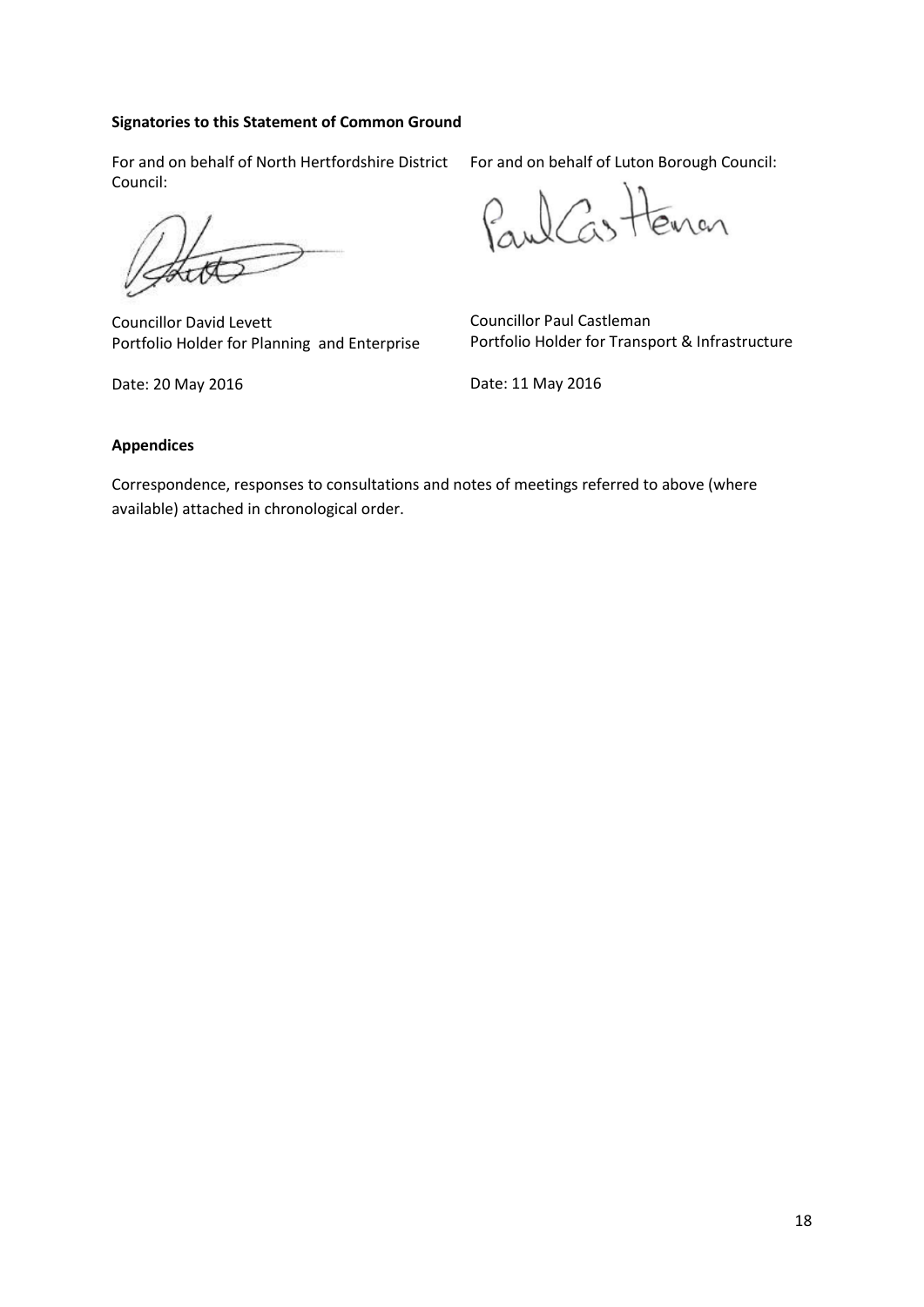**Signatories to this Statement of Common Ground**

For and on behalf of North Hertfordshire District Council:

Councillor David Levett
Portfolio Holder for Planning and Enterprise

Date: 20 May 2016

For and on behalf of Luton Borough Council:

Councillor Paul Castleman
Portfolio Holder for Transport & Infrastructure

Date: 11 May 2016

**Appendices**

Correspondence, responses to consultations and notes of meetings referred to above (where available) attached in chronological order.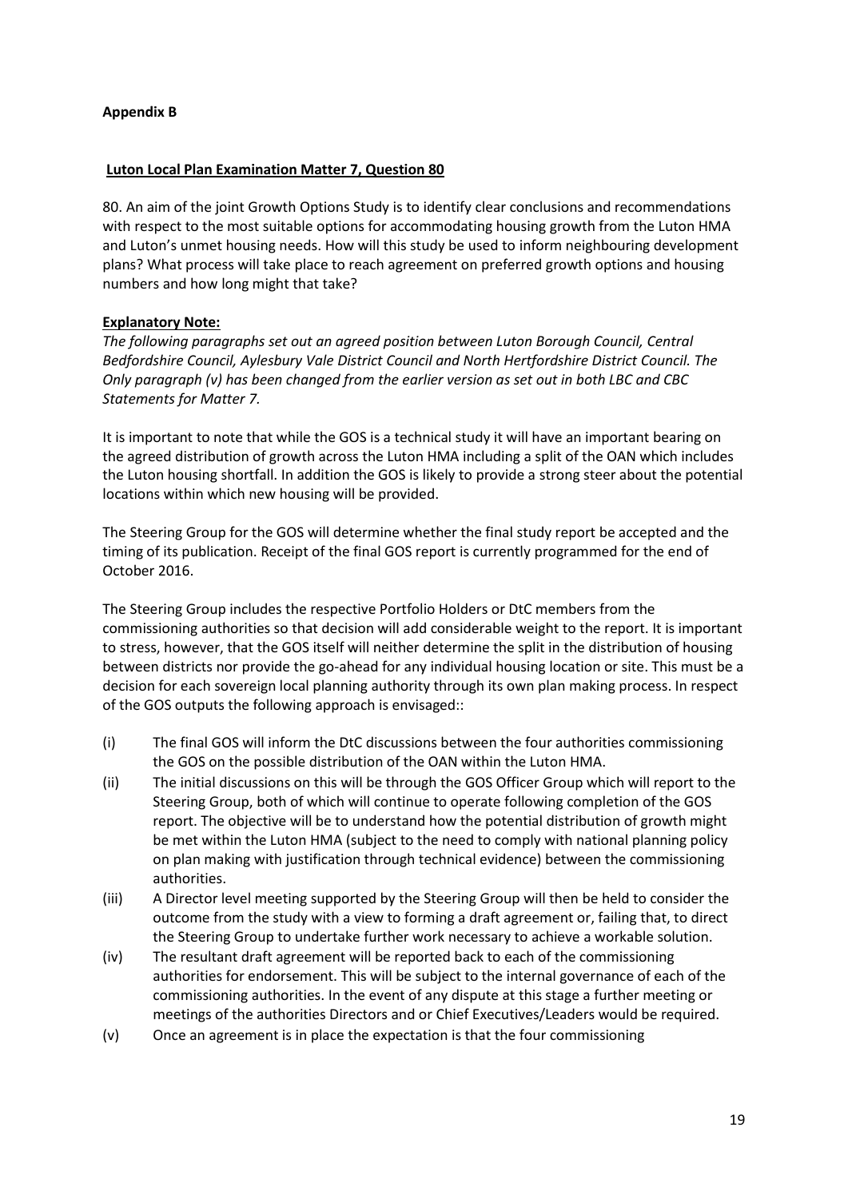**Appendix B**

**Luton Local Plan Examination Matter 7, Question 80**

80. An aim of the joint Growth Options Study is to identify clear conclusions and recommendations with respect to the most suitable options for accommodating housing growth from the Luton HMA and Luton's unmet housing needs. How will this study be used to inform neighbouring development plans? What process will take place to reach agreement on preferred growth options and housing numbers and how long might that take?

**Explanatory Note:**

*The following paragraphs set out an agreed position between Luton Borough Council, Central Bedfordshire Council, Aylesbury Vale District Council and North Hertfordshire District Council. The Only paragraph (v) has been changed from the earlier version as set out in both LBC and CBC Statements for Matter 7.*

It is important to note that while the GOS is a technical study it will have an important bearing on the agreed distribution of growth across the Luton HMA including a split of the OAN which includes the Luton housing shortfall. In addition the GOS is likely to provide a strong steer about the potential locations within which new housing will be provided.

The Steering Group for the GOS will determine whether the final study report be accepted and the timing of its publication. Receipt of the final GOS report is currently programmed for the end of October 2016.

The Steering Group includes the respective Portfolio Holders or DtC members from the commissioning authorities so that decision will add considerable weight to the report. It is important to stress, however, that the GOS itself will neither determine the split in the distribution of housing between districts nor provide the go-ahead for any individual housing location or site. This must be a decision for each sovereign local planning authority through its own plan making process. In respect of the GOS outputs the following approach is envisaged::

(i) The final GOS will inform the DtC discussions between the four authorities commissioning the GOS on the possible distribution of the OAN within the Luton HMA.

(ii) The initial discussions on this will be through the GOS Officer Group which will report to the Steering Group, both of which will continue to operate following completion of the GOS report. The objective will be to understand how the potential distribution of growth might be met within the Luton HMA (subject to the need to comply with national planning policy on plan making with justification through technical evidence) between the commissioning authorities.

(iii) A Director level meeting supported by the Steering Group will then be held to consider the outcome from the study with a view to forming a draft agreement or, failing that, to direct the Steering Group to undertake further work necessary to achieve a workable solution.

(iv) The resultant draft agreement will be reported back to each of the commissioning authorities for endorsement. This will be subject to the internal governance of each of the commissioning authorities. In the event of any dispute at this stage a further meeting or meetings of the authorities Directors and or Chief Executives/Leaders would be required.

(v) Once an agreement is in place the expectation is that the four commissioning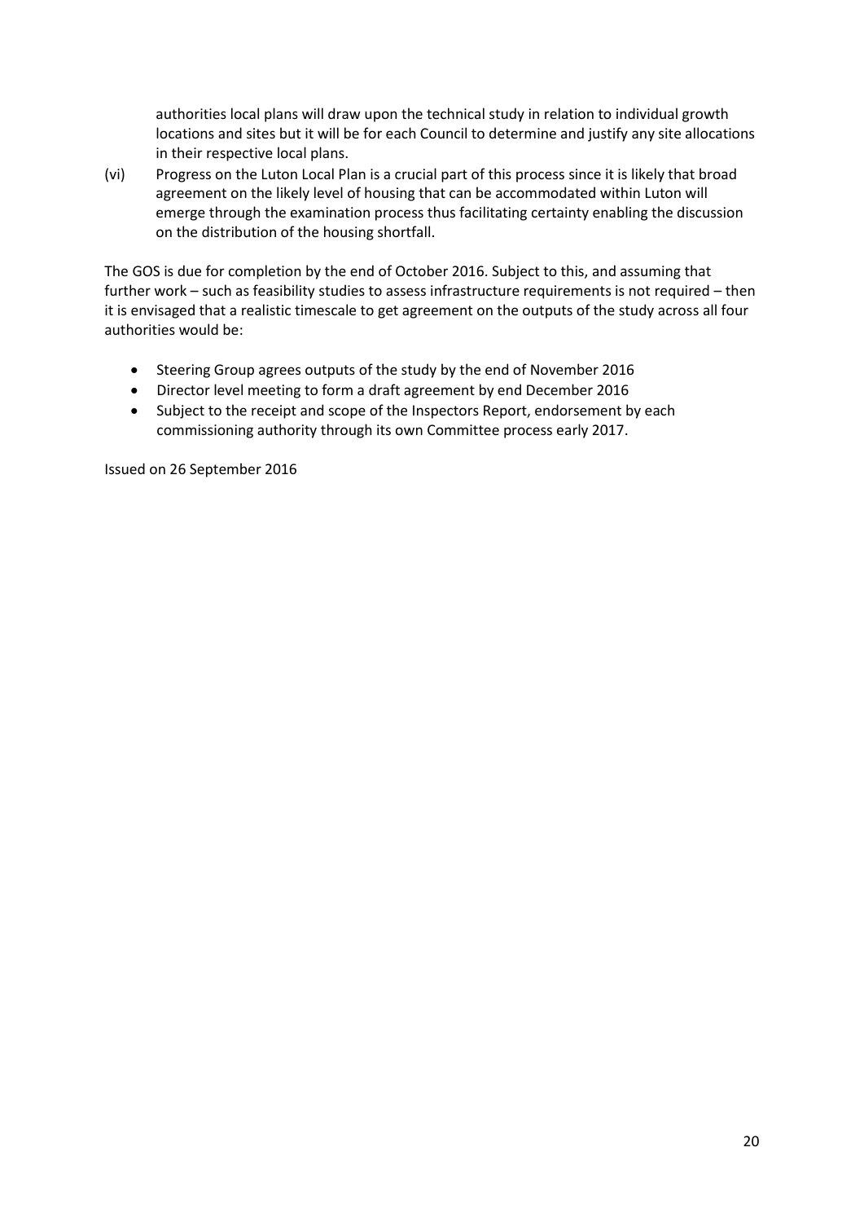authorities local plans will draw upon the technical study in relation to individual growth locations and sites but it will be for each Council to determine and justify any site allocations in their respective local plans.

(vi) Progress on the Luton Local Plan is a crucial part of this process since it is likely that broad agreement on the likely level of housing that can be accommodated within Luton will emerge through the examination process thus facilitating certainty enabling the discussion on the distribution of the housing shortfall.

The GOS is due for completion by the end of October 2016. Subject to this, and assuming that further work – such as feasibility studies to assess infrastructure requirements is not required – then it is envisaged that a realistic timescale to get agreement on the outputs of the study across all four authorities would be:

- Steering Group agrees outputs of the study by the end of November 2016
- Director level meeting to form a draft agreement by end December 2016
- Subject to the receipt and scope of the Inspectors Report, endorsement by each commissioning authority through its own Committee process early 2017.

Issued on 26 September 2016